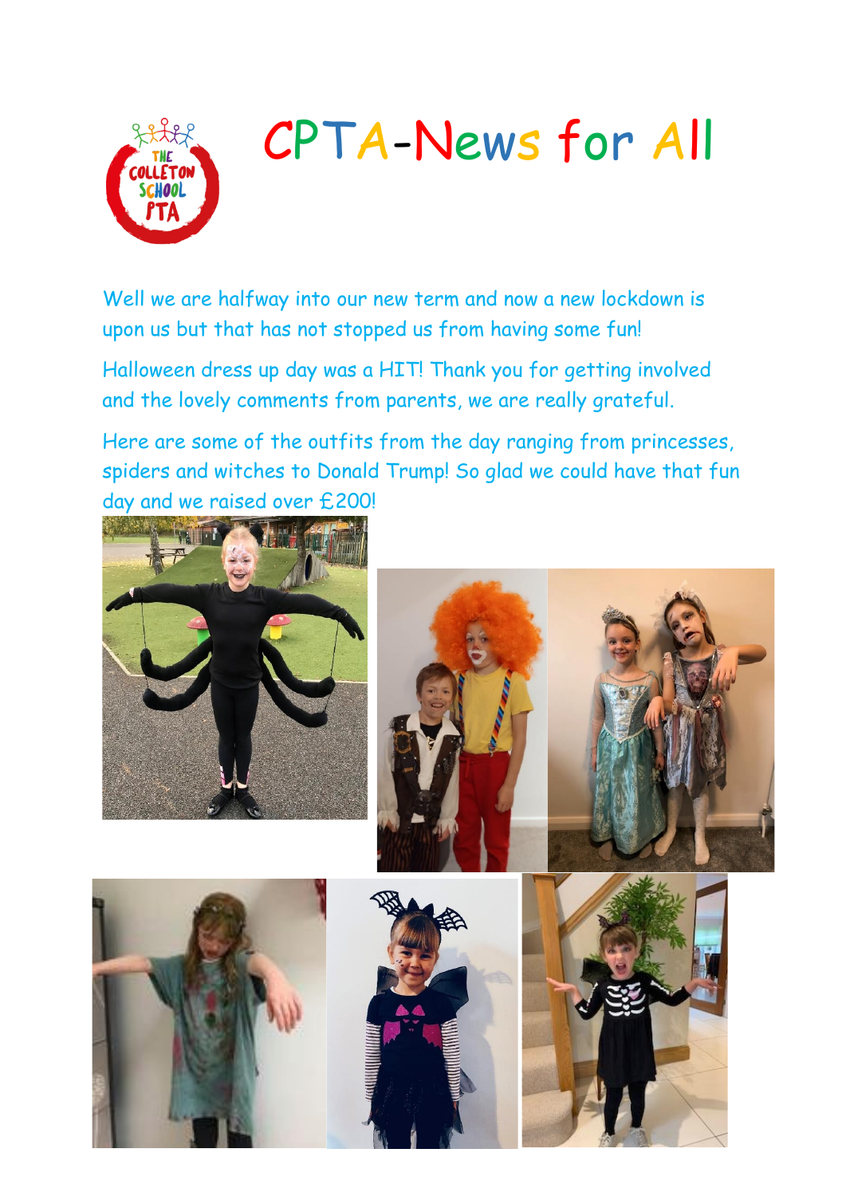# CPTA-News for All

Well we are halfway into our new term and now a new lockdown is upon us but that has not stopped us from having some fun!

Halloween dress up day was a HIT! Thank you for getting involved and the lovely comments from parents, we are really grateful.

Here are some of the outfits from the day ranging from princesses, spiders and witches to Donald Trump! So glad we could have that fun day and we raised over £200!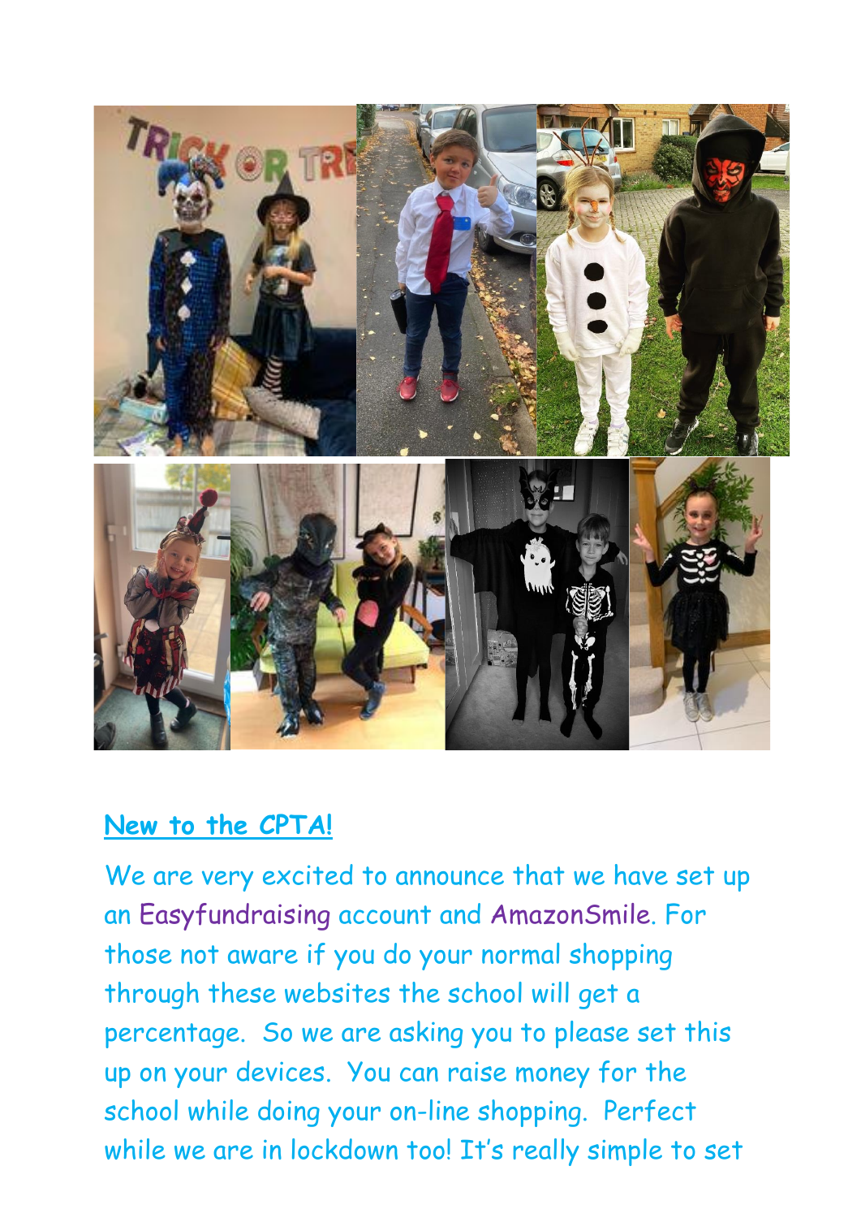## New to the CPTA!

We are very excited to announce that we have set up an Easyfundraising account and AmazonSmile. For those not aware if you do your normal shopping through these websites the school will get a percentage. So we are asking you to please set this up on your devices. You can raise money for the school while doing your on-line shopping. Perfect while we are in lockdown too! It's really simple to set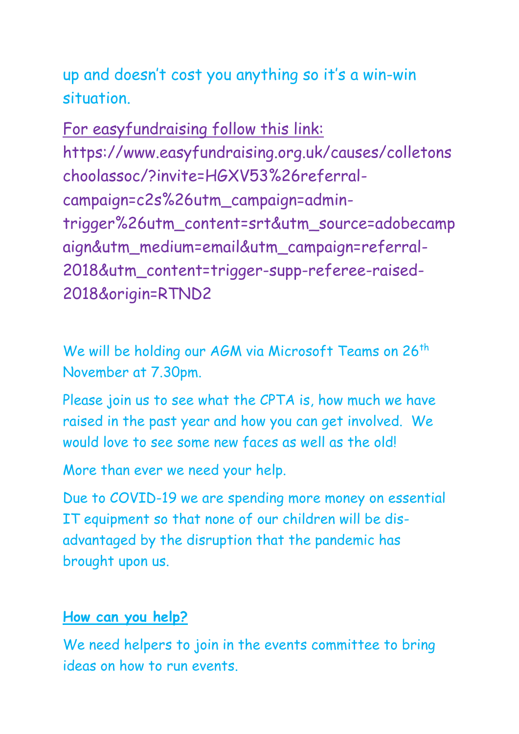up and doesn't cost you anything so it's a win-win situation.

For easyfundraising follow this link:
https://www.easyfundraising.org.uk/causes/colletonschoolassoc/?invite=HGXV53%26referral-campaign=c2s%26utm_campaign=admin-trigger%26utm_content=srt&utm_source=adobecampaign&utm_medium=email&utm_campaign=referral-2018&utm_content=trigger-supp-referee-raised-2018&origin=RTND2

We will be holding our AGM via Microsoft Teams on 26th November at 7.30pm.

Please join us to see what the CPTA is, how much we have raised in the past year and how you can get involved. We would love to see some new faces as well as the old!

More than ever we need your help.

Due to COVID-19 we are spending more money on essential IT equipment so that none of our children will be dis-advantaged by the disruption that the pandemic has brought upon us.

**How can you help?**

We need helpers to join in the events committee to bring ideas on how to run events.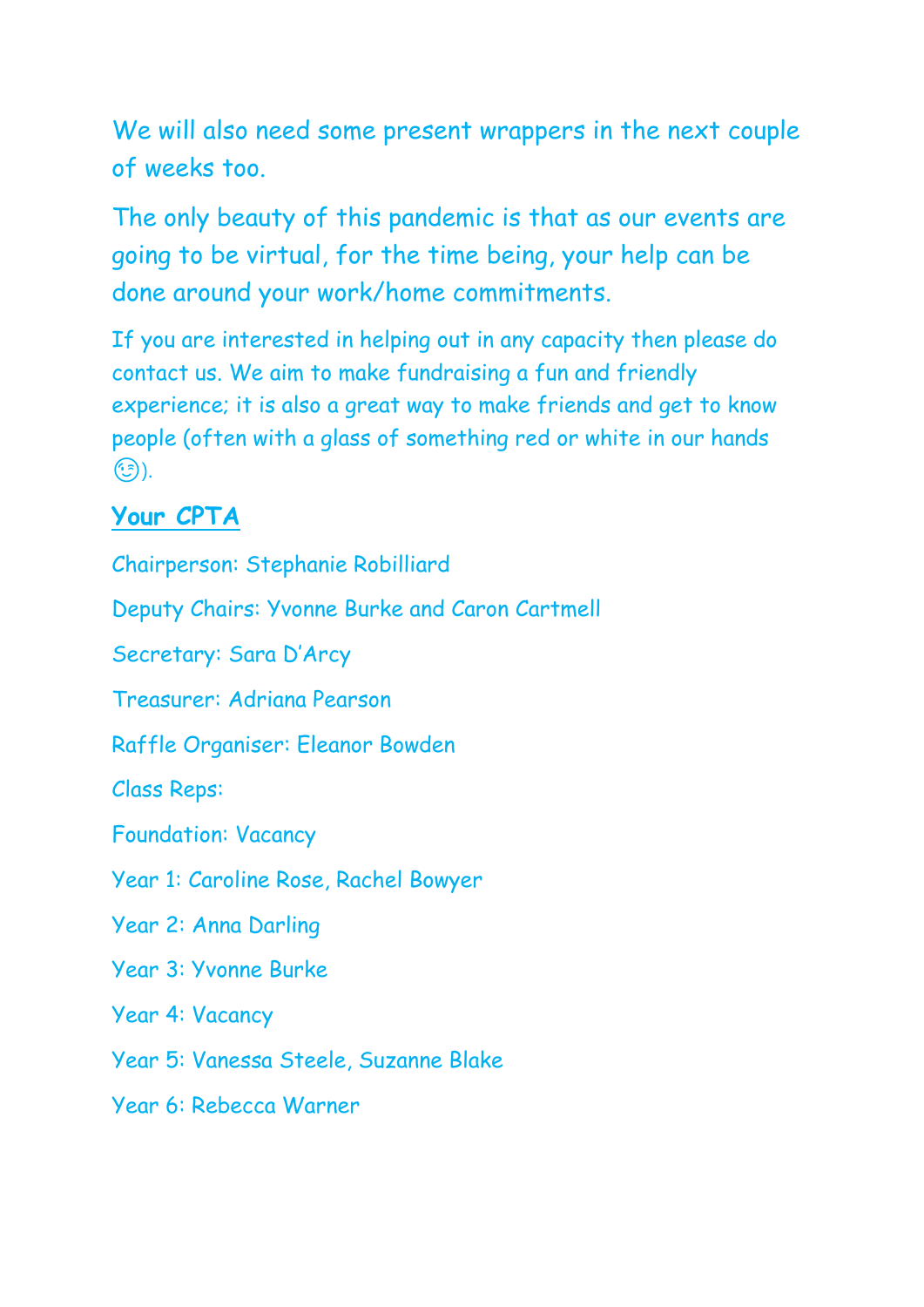We will also need some present wrappers in the next couple of weeks too.

The only beauty of this pandemic is that as our events are going to be virtual, for the time being, your help can be done around your work/home commitments.

If you are interested in helping out in any capacity then please do contact us. We aim to make fundraising a fun and friendly experience; it is also a great way to make friends and get to know people (often with a glass of something red or white in our hands 😉).

## Your CPTA

Chairperson: Stephanie Robilliard

Deputy Chairs: Yvonne Burke and Caron Cartmell

Secretary: Sara D'Arcy

Treasurer: Adriana Pearson

Raffle Organiser: Eleanor Bowden

Class Reps:

Foundation: Vacancy

Year 1: Caroline Rose, Rachel Bowyer

Year 2: Anna Darling

Year 3: Yvonne Burke

Year 4: Vacancy

Year 5: Vanessa Steele, Suzanne Blake

Year 6: Rebecca Warner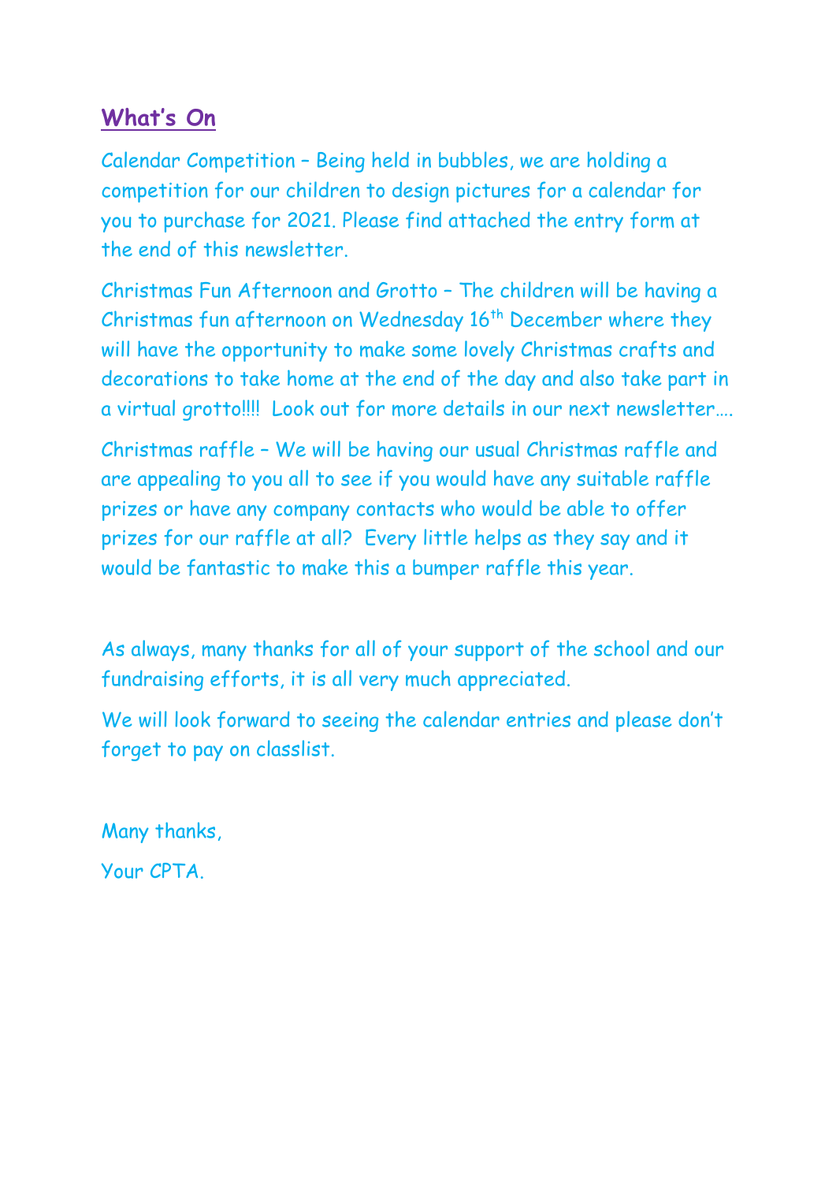## What's On

Calendar Competition – Being held in bubbles, we are holding a competition for our children to design pictures for a calendar for you to purchase for 2021. Please find attached the entry form at the end of this newsletter.

Christmas Fun Afternoon and Grotto – The children will be having a Christmas fun afternoon on Wednesday 16th December where they will have the opportunity to make some lovely Christmas crafts and decorations to take home at the end of the day and also take part in a virtual grotto!!!! Look out for more details in our next newsletter….

Christmas raffle – We will be having our usual Christmas raffle and are appealing to you all to see if you would have any suitable raffle prizes or have any company contacts who would be able to offer prizes for our raffle at all? Every little helps as they say and it would be fantastic to make this a bumper raffle this year.

As always, many thanks for all of your support of the school and our fundraising efforts, it is all very much appreciated.

We will look forward to seeing the calendar entries and please don't forget to pay on classlist.

Many thanks,

Your CPTA.